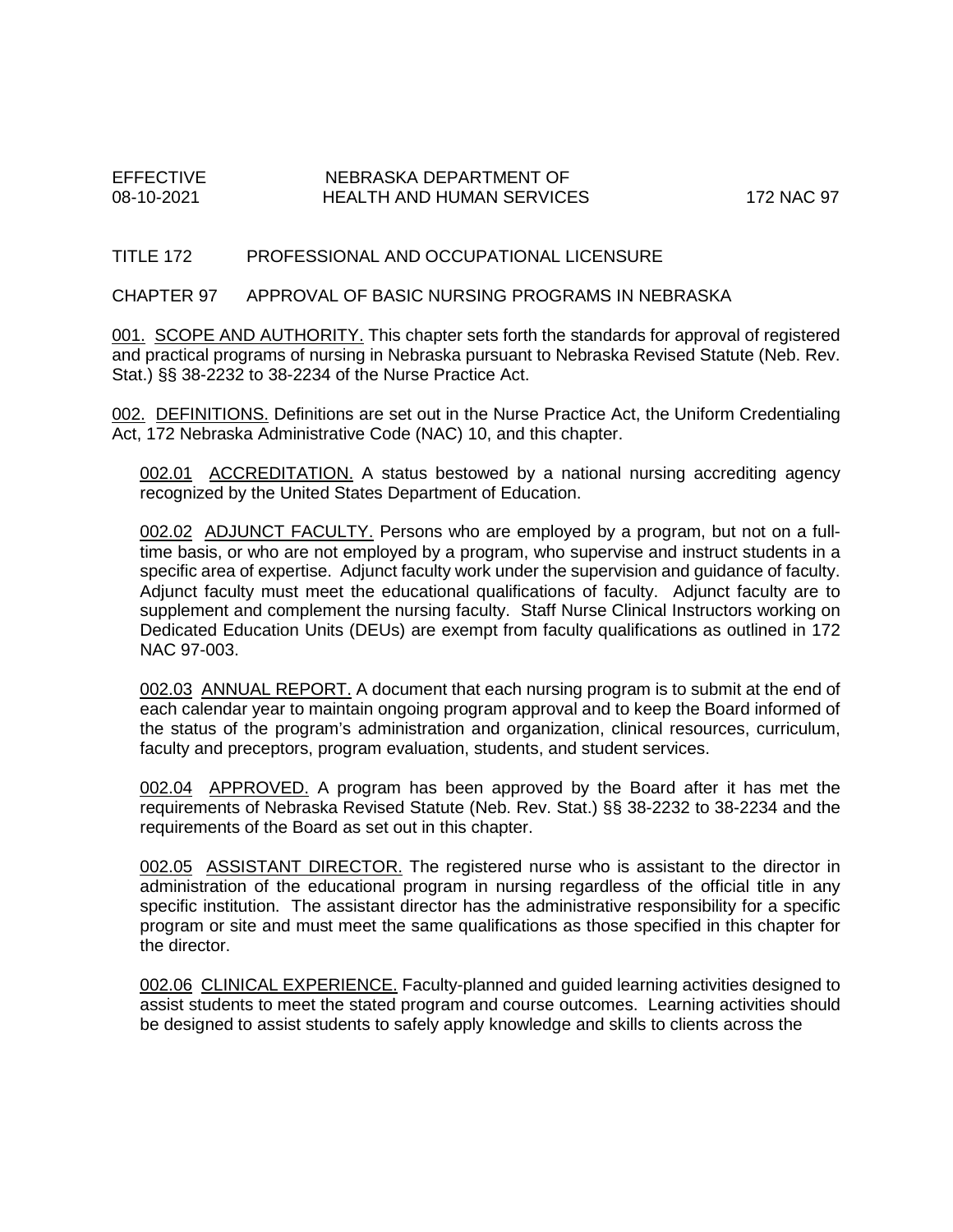TITLE 172 PROFESSIONAL AND OCCUPATIONAL LICENSURE

CHAPTER 97 APPROVAL OF BASIC NURSING PROGRAMS IN NEBRASKA

001. SCOPE AND AUTHORITY. This chapter sets forth the standards for approval of registered and practical programs of nursing in Nebraska pursuant to Nebraska Revised Statute (Neb. Rev. Stat.) §§ 38-2232 to 38-2234 of the Nurse Practice Act.

002. DEFINITIONS. Definitions are set out in the Nurse Practice Act, the Uniform Credentialing Act, 172 Nebraska Administrative Code (NAC) 10, and this chapter.

002.01 ACCREDITATION. A status bestowed by a national nursing accrediting agency recognized by the United States Department of Education.

002.02 ADJUNCT FACULTY. Persons who are employed by a program, but not on a full-time basis, or who are not employed by a program, who supervise and instruct students in a specific area of expertise. Adjunct faculty work under the supervision and guidance of faculty. Adjunct faculty must meet the educational qualifications of faculty. Adjunct faculty are to supplement and complement the nursing faculty. Staff Nurse Clinical Instructors working on Dedicated Education Units (DEUs) are exempt from faculty qualifications as outlined in 172 NAC 97-003.

002.03 ANNUAL REPORT. A document that each nursing program is to submit at the end of each calendar year to maintain ongoing program approval and to keep the Board informed of the status of the program's administration and organization, clinical resources, curriculum, faculty and preceptors, program evaluation, students, and student services.

002.04 APPROVED. A program has been approved by the Board after it has met the requirements of Nebraska Revised Statute (Neb. Rev. Stat.) §§ 38-2232 to 38-2234 and the requirements of the Board as set out in this chapter.

002.05 ASSISTANT DIRECTOR. The registered nurse who is assistant to the director in administration of the educational program in nursing regardless of the official title in any specific institution. The assistant director has the administrative responsibility for a specific program or site and must meet the same qualifications as those specified in this chapter for the director.

002.06 CLINICAL EXPERIENCE. Faculty-planned and guided learning activities designed to assist students to meet the stated program and course outcomes. Learning activities should be designed to assist students to safely apply knowledge and skills to clients across the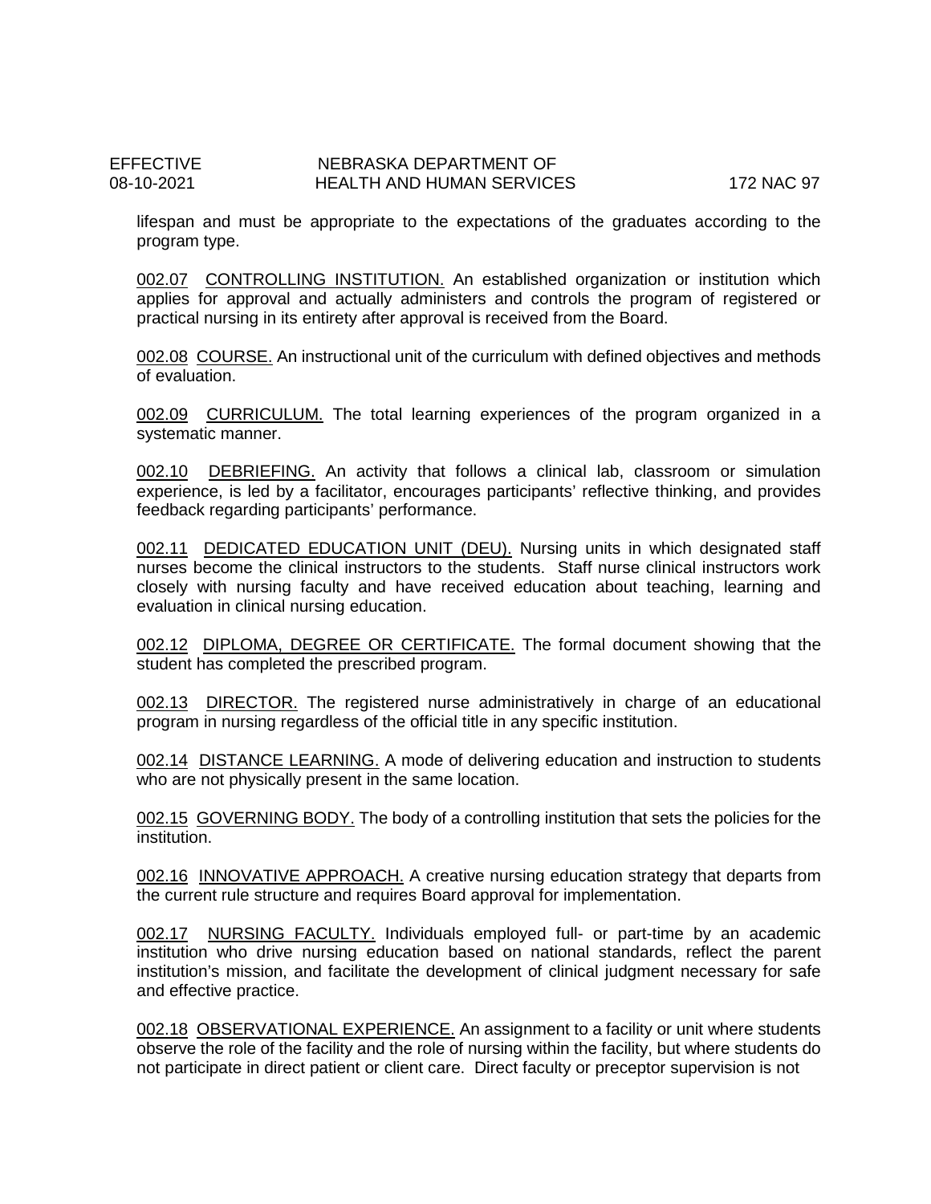lifespan and must be appropriate to the expectations of the graduates according to the program type.

002.07 CONTROLLING INSTITUTION. An established organization or institution which applies for approval and actually administers and controls the program of registered or practical nursing in its entirety after approval is received from the Board.

002.08 COURSE. An instructional unit of the curriculum with defined objectives and methods of evaluation.

002.09 CURRICULUM. The total learning experiences of the program organized in a systematic manner.

002.10 DEBRIEFING. An activity that follows a clinical lab, classroom or simulation experience, is led by a facilitator, encourages participants' reflective thinking, and provides feedback regarding participants' performance.

002.11 DEDICATED EDUCATION UNIT (DEU). Nursing units in which designated staff nurses become the clinical instructors to the students. Staff nurse clinical instructors work closely with nursing faculty and have received education about teaching, learning and evaluation in clinical nursing education.

002.12 DIPLOMA, DEGREE OR CERTIFICATE. The formal document showing that the student has completed the prescribed program.

002.13 DIRECTOR. The registered nurse administratively in charge of an educational program in nursing regardless of the official title in any specific institution.

002.14 DISTANCE LEARNING. A mode of delivering education and instruction to students who are not physically present in the same location.

002.15 GOVERNING BODY. The body of a controlling institution that sets the policies for the institution.

002.16 INNOVATIVE APPROACH. A creative nursing education strategy that departs from the current rule structure and requires Board approval for implementation.

002.17 NURSING FACULTY. Individuals employed full- or part-time by an academic institution who drive nursing education based on national standards, reflect the parent institution's mission, and facilitate the development of clinical judgment necessary for safe and effective practice.

002.18 OBSERVATIONAL EXPERIENCE. An assignment to a facility or unit where students observe the role of the facility and the role of nursing within the facility, but where students do not participate in direct patient or client care. Direct faculty or preceptor supervision is not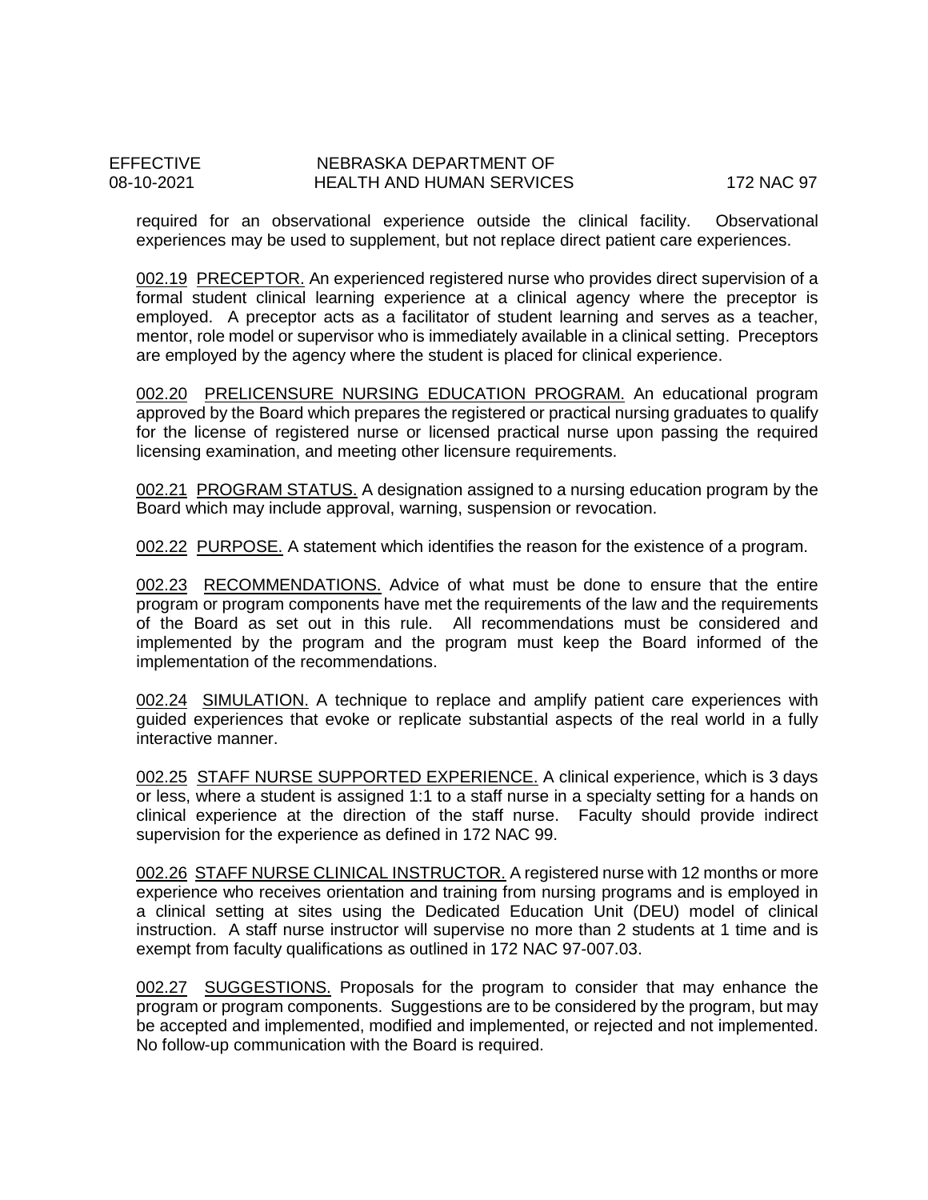required for an observational experience outside the clinical facility. Observational experiences may be used to supplement, but not replace direct patient care experiences.

<u>002.19 PRECEPTOR.</u> An experienced registered nurse who provides direct supervision of a formal student clinical learning experience at a clinical agency where the preceptor is employed. A preceptor acts as a facilitator of student learning and serves as a teacher, mentor, role model or supervisor who is immediately available in a clinical setting. Preceptors are employed by the agency where the student is placed for clinical experience.

<u>002.20 PRELICENSURE NURSING EDUCATION PROGRAM.</u> An educational program approved by the Board which prepares the registered or practical nursing graduates to qualify for the license of registered nurse or licensed practical nurse upon passing the required licensing examination, and meeting other licensure requirements.

<u>002.21 PROGRAM STATUS.</u> A designation assigned to a nursing education program by the Board which may include approval, warning, suspension or revocation.

<u>002.22 PURPOSE.</u> A statement which identifies the reason for the existence of a program.

<u>002.23 RECOMMENDATIONS.</u> Advice of what must be done to ensure that the entire program or program components have met the requirements of the law and the requirements of the Board as set out in this rule. All recommendations must be considered and implemented by the program and the program must keep the Board informed of the implementation of the recommendations.

<u>002.24 SIMULATION.</u> A technique to replace and amplify patient care experiences with guided experiences that evoke or replicate substantial aspects of the real world in a fully interactive manner.

<u>002.25 STAFF NURSE SUPPORTED EXPERIENCE.</u> A clinical experience, which is 3 days or less, where a student is assigned 1:1 to a staff nurse in a specialty setting for a hands on clinical experience at the direction of the staff nurse. Faculty should provide indirect supervision for the experience as defined in 172 NAC 99.

<u>002.26 STAFF NURSE CLINICAL INSTRUCTOR.</u> A registered nurse with 12 months or more experience who receives orientation and training from nursing programs and is employed in a clinical setting at sites using the Dedicated Education Unit (DEU) model of clinical instruction. A staff nurse instructor will supervise no more than 2 students at 1 time and is exempt from faculty qualifications as outlined in 172 NAC 97-007.03.

<u>002.27 SUGGESTIONS.</u> Proposals for the program to consider that may enhance the program or program components. Suggestions are to be considered by the program, but may be accepted and implemented, modified and implemented, or rejected and not implemented. No follow-up communication with the Board is required.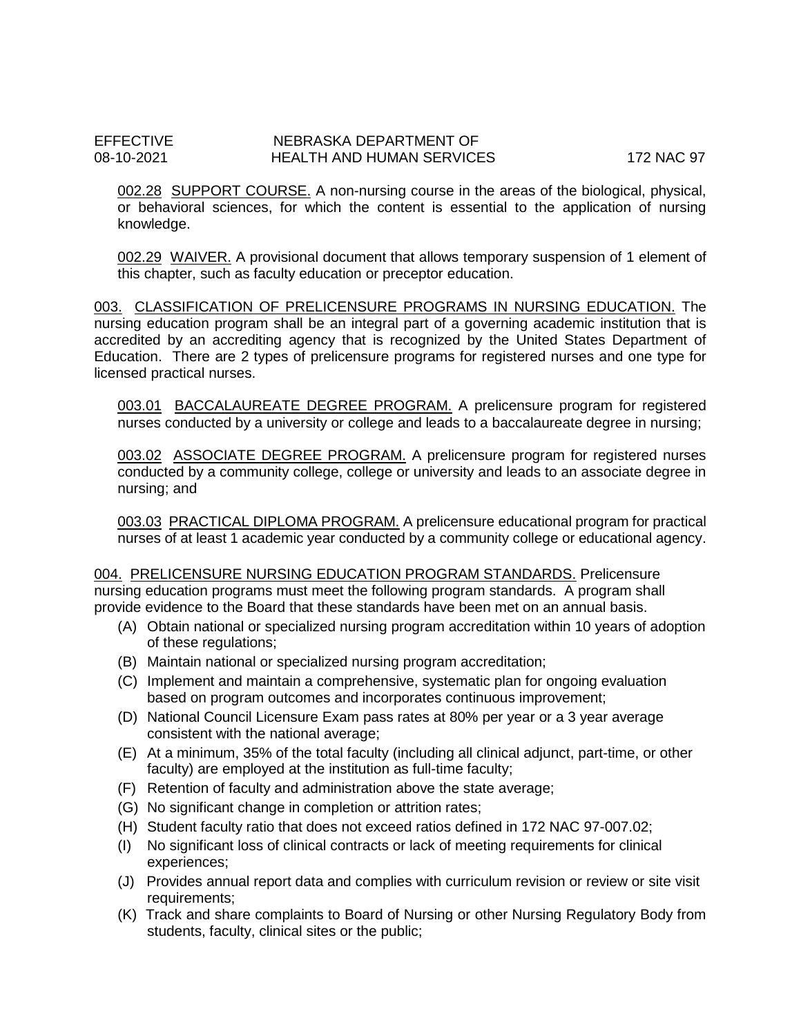002.28 SUPPORT COURSE. A non-nursing course in the areas of the biological, physical, or behavioral sciences, for which the content is essential to the application of nursing knowledge.

002.29 WAIVER. A provisional document that allows temporary suspension of 1 element of this chapter, such as faculty education or preceptor education.

003. CLASSIFICATION OF PRELICENSURE PROGRAMS IN NURSING EDUCATION. The nursing education program shall be an integral part of a governing academic institution that is accredited by an accrediting agency that is recognized by the United States Department of Education. There are 2 types of prelicensure programs for registered nurses and one type for licensed practical nurses.

003.01 BACCALAUREATE DEGREE PROGRAM. A prelicensure program for registered nurses conducted by a university or college and leads to a baccalaureate degree in nursing;

003.02 ASSOCIATE DEGREE PROGRAM. A prelicensure program for registered nurses conducted by a community college, college or university and leads to an associate degree in nursing; and

003.03 PRACTICAL DIPLOMA PROGRAM. A prelicensure educational program for practical nurses of at least 1 academic year conducted by a community college or educational agency.

004. PRELICENSURE NURSING EDUCATION PROGRAM STANDARDS. Prelicensure nursing education programs must meet the following program standards. A program shall provide evidence to the Board that these standards have been met on an annual basis.

- (A) Obtain national or specialized nursing program accreditation within 10 years of adoption of these regulations;
- (B) Maintain national or specialized nursing program accreditation;
- (C) Implement and maintain a comprehensive, systematic plan for ongoing evaluation based on program outcomes and incorporates continuous improvement;
- (D) National Council Licensure Exam pass rates at 80% per year or a 3 year average consistent with the national average;
- (E) At a minimum, 35% of the total faculty (including all clinical adjunct, part-time, or other faculty) are employed at the institution as full-time faculty;
- (F) Retention of faculty and administration above the state average;
- (G) No significant change in completion or attrition rates;
- (H) Student faculty ratio that does not exceed ratios defined in 172 NAC 97-007.02;
- (I) No significant loss of clinical contracts or lack of meeting requirements for clinical experiences;
- (J) Provides annual report data and complies with curriculum revision or review or site visit requirements;
- (K) Track and share complaints to Board of Nursing or other Nursing Regulatory Body from students, faculty, clinical sites or the public;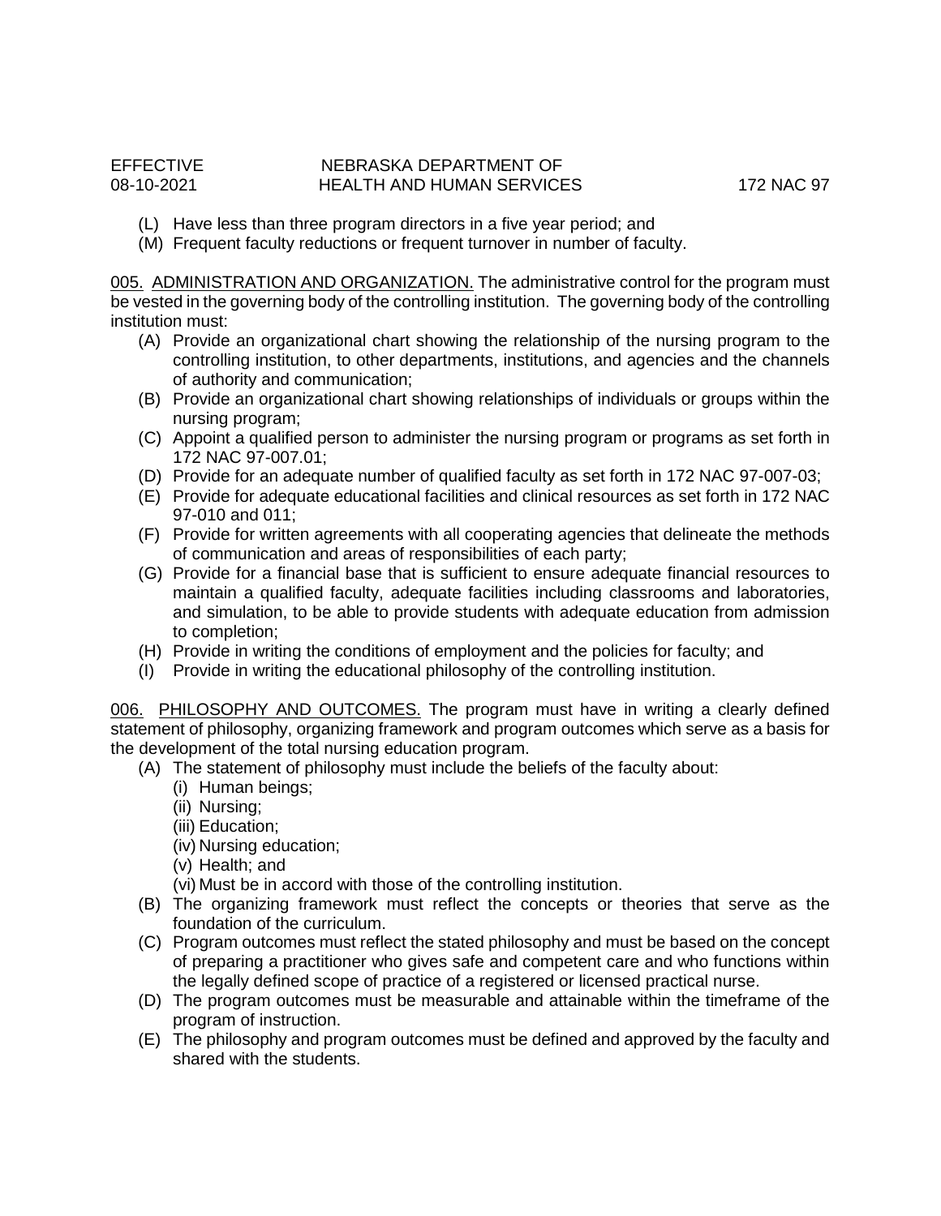(L) Have less than three program directors in a five year period; and

(M) Frequent faculty reductions or frequent turnover in number of faculty.

<u>005. ADMINISTRATION AND ORGANIZATION.</u> The administrative control for the program must be vested in the governing body of the controlling institution. The governing body of the controlling institution must:

(A) Provide an organizational chart showing the relationship of the nursing program to the controlling institution, to other departments, institutions, and agencies and the channels of authority and communication;

(B) Provide an organizational chart showing relationships of individuals or groups within the nursing program;

(C) Appoint a qualified person to administer the nursing program or programs as set forth in 172 NAC 97-007.01;

(D) Provide for an adequate number of qualified faculty as set forth in 172 NAC 97-007-03;

(E) Provide for adequate educational facilities and clinical resources as set forth in 172 NAC 97-010 and 011;

(F) Provide for written agreements with all cooperating agencies that delineate the methods of communication and areas of responsibilities of each party;

(G) Provide for a financial base that is sufficient to ensure adequate financial resources to maintain a qualified faculty, adequate facilities including classrooms and laboratories, and simulation, to be able to provide students with adequate education from admission to completion;

(H) Provide in writing the conditions of employment and the policies for faculty; and

(I) Provide in writing the educational philosophy of the controlling institution.

<u>006. PHILOSOPHY AND OUTCOMES.</u> The program must have in writing a clearly defined statement of philosophy, organizing framework and program outcomes which serve as a basis for the development of the total nursing education program.

(A) The statement of philosophy must include the beliefs of the faculty about:

- (i) Human beings;
- (ii) Nursing;
- (iii) Education;
- (iv) Nursing education;
- (v) Health; and
- (vi) Must be in accord with those of the controlling institution.

(B) The organizing framework must reflect the concepts or theories that serve as the foundation of the curriculum.

(C) Program outcomes must reflect the stated philosophy and must be based on the concept of preparing a practitioner who gives safe and competent care and who functions within the legally defined scope of practice of a registered or licensed practical nurse.

(D) The program outcomes must be measurable and attainable within the timeframe of the program of instruction.

(E) The philosophy and program outcomes must be defined and approved by the faculty and shared with the students.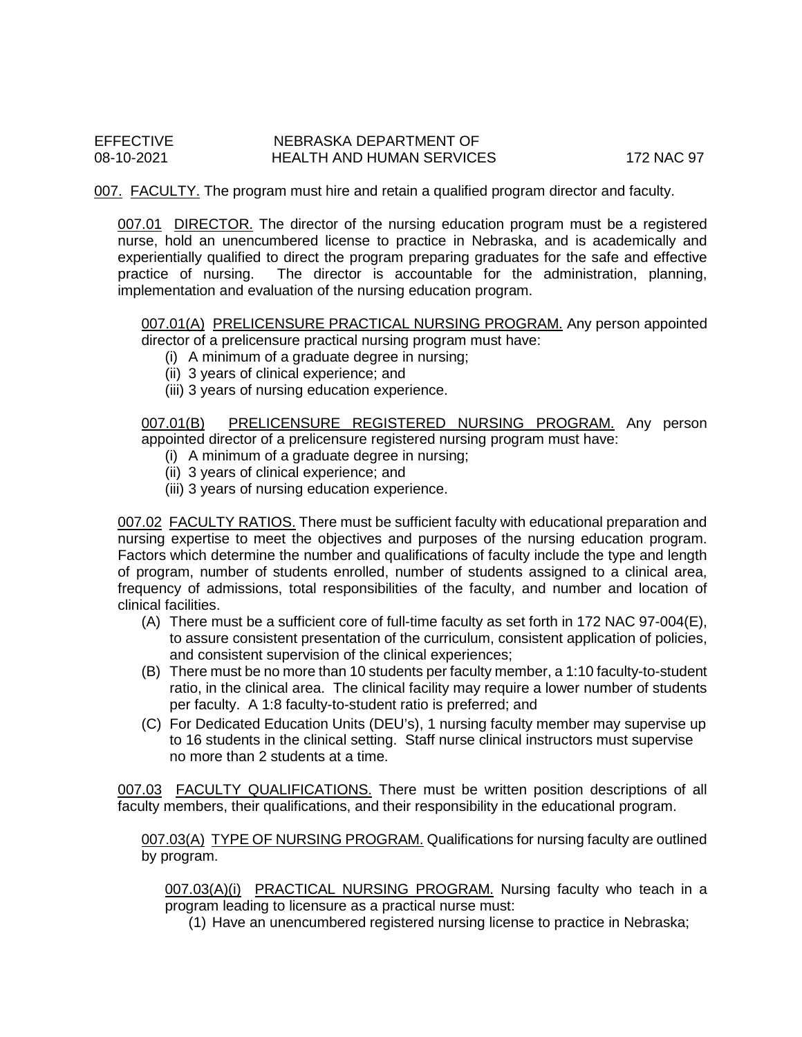007. FACULTY. The program must hire and retain a qualified program director and faculty.

007.01 DIRECTOR. The director of the nursing education program must be a registered nurse, hold an unencumbered license to practice in Nebraska, and is academically and experientially qualified to direct the program preparing graduates for the safe and effective practice of nursing. The director is accountable for the administration, planning, implementation and evaluation of the nursing education program.

007.01(A) PRELICENSURE PRACTICAL NURSING PROGRAM. Any person appointed director of a prelicensure practical nursing program must have:

(i) A minimum of a graduate degree in nursing;
(ii) 3 years of clinical experience; and
(iii) 3 years of nursing education experience.

007.01(B) PRELICENSURE REGISTERED NURSING PROGRAM. Any person appointed director of a prelicensure registered nursing program must have:

(i) A minimum of a graduate degree in nursing;
(ii) 3 years of clinical experience; and
(iii) 3 years of nursing education experience.

007.02 FACULTY RATIOS. There must be sufficient faculty with educational preparation and nursing expertise to meet the objectives and purposes of the nursing education program. Factors which determine the number and qualifications of faculty include the type and length of program, number of students enrolled, number of students assigned to a clinical area, frequency of admissions, total responsibilities of the faculty, and number and location of clinical facilities.

(A) There must be a sufficient core of full-time faculty as set forth in 172 NAC 97-004(E), to assure consistent presentation of the curriculum, consistent application of policies, and consistent supervision of the clinical experiences;
(B) There must be no more than 10 students per faculty member, a 1:10 faculty-to-student ratio, in the clinical area. The clinical facility may require a lower number of students per faculty. A 1:8 faculty-to-student ratio is preferred; and
(C) For Dedicated Education Units (DEU's), 1 nursing faculty member may supervise up to 16 students in the clinical setting. Staff nurse clinical instructors must supervise no more than 2 students at a time.

007.03 FACULTY QUALIFICATIONS. There must be written position descriptions of all faculty members, their qualifications, and their responsibility in the educational program.

007.03(A) TYPE OF NURSING PROGRAM. Qualifications for nursing faculty are outlined by program.

007.03(A)(i) PRACTICAL NURSING PROGRAM. Nursing faculty who teach in a program leading to licensure as a practical nurse must:

(1) Have an unencumbered registered nursing license to practice in Nebraska;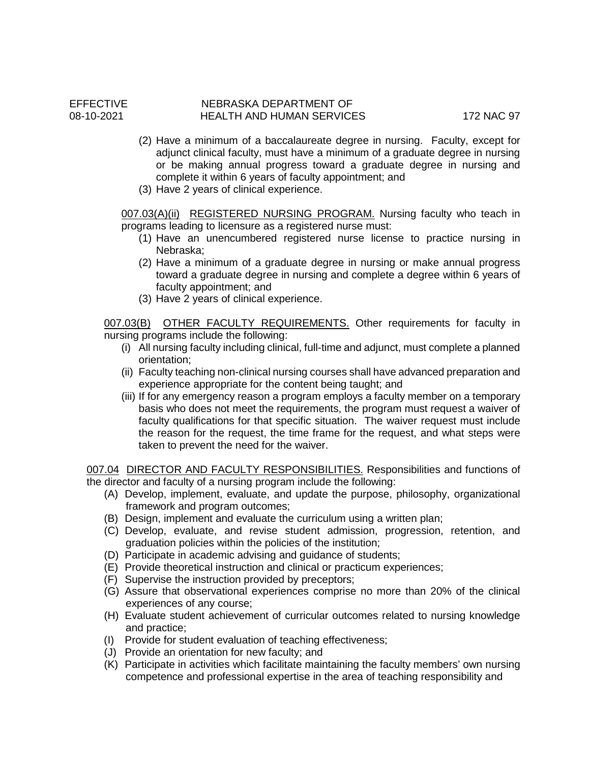(2) Have a minimum of a baccalaureate degree in nursing. Faculty, except for adjunct clinical faculty, must have a minimum of a graduate degree in nursing or be making annual progress toward a graduate degree in nursing and complete it within 6 years of faculty appointment; and
(3) Have 2 years of clinical experience.

<u>007.03(A)(ii)</u> <u>REGISTERED NURSING PROGRAM.</u> Nursing faculty who teach in programs leading to licensure as a registered nurse must:

(1) Have an unencumbered registered nurse license to practice nursing in Nebraska;
(2) Have a minimum of a graduate degree in nursing or make annual progress toward a graduate degree in nursing and complete a degree within 6 years of faculty appointment; and
(3) Have 2 years of clinical experience.

<u>007.03(B)</u> <u>OTHER FACULTY REQUIREMENTS.</u> Other requirements for faculty in nursing programs include the following:

(i) All nursing faculty including clinical, full-time and adjunct, must complete a planned orientation;
(ii) Faculty teaching non-clinical nursing courses shall have advanced preparation and experience appropriate for the content being taught; and
(iii) If for any emergency reason a program employs a faculty member on a temporary basis who does not meet the requirements, the program must request a waiver of faculty qualifications for that specific situation. The waiver request must include the reason for the request, the time frame for the request, and what steps were taken to prevent the need for the waiver.

<u>007.04</u> <u>DIRECTOR AND FACULTY RESPONSIBILITIES.</u> Responsibilities and functions of the director and faculty of a nursing program include the following:

(A) Develop, implement, evaluate, and update the purpose, philosophy, organizational framework and program outcomes;
(B) Design, implement and evaluate the curriculum using a written plan;
(C) Develop, evaluate, and revise student admission, progression, retention, and graduation policies within the policies of the institution;
(D) Participate in academic advising and guidance of students;
(E) Provide theoretical instruction and clinical or practicum experiences;
(F) Supervise the instruction provided by preceptors;
(G) Assure that observational experiences comprise no more than 20% of the clinical experiences of any course;
(H) Evaluate student achievement of curricular outcomes related to nursing knowledge and practice;
(I) Provide for student evaluation of teaching effectiveness;
(J) Provide an orientation for new faculty; and
(K) Participate in activities which facilitate maintaining the faculty members' own nursing competence and professional expertise in the area of teaching responsibility and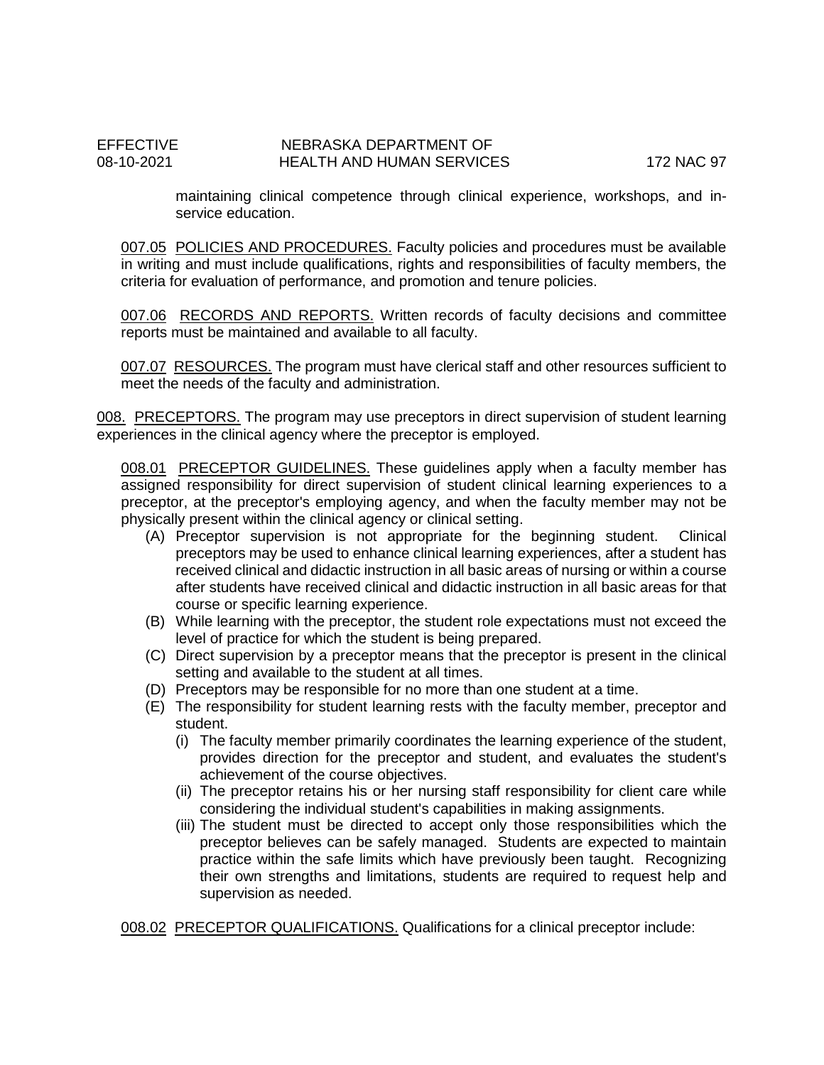maintaining clinical competence through clinical experience, workshops, and in-service education.

007.05 POLICIES AND PROCEDURES. Faculty policies and procedures must be available in writing and must include qualifications, rights and responsibilities of faculty members, the criteria for evaluation of performance, and promotion and tenure policies.

007.06 RECORDS AND REPORTS. Written records of faculty decisions and committee reports must be maintained and available to all faculty.

007.07 RESOURCES. The program must have clerical staff and other resources sufficient to meet the needs of the faculty and administration.

008. PRECEPTORS. The program may use preceptors in direct supervision of student learning experiences in the clinical agency where the preceptor is employed.

008.01 PRECEPTOR GUIDELINES. These guidelines apply when a faculty member has assigned responsibility for direct supervision of student clinical learning experiences to a preceptor, at the preceptor's employing agency, and when the faculty member may not be physically present within the clinical agency or clinical setting.

- (A) Preceptor supervision is not appropriate for the beginning student. Clinical preceptors may be used to enhance clinical learning experiences, after a student has received clinical and didactic instruction in all basic areas of nursing or within a course after students have received clinical and didactic instruction in all basic areas for that course or specific learning experience.
- (B) While learning with the preceptor, the student role expectations must not exceed the level of practice for which the student is being prepared.
- (C) Direct supervision by a preceptor means that the preceptor is present in the clinical setting and available to the student at all times.
- (D) Preceptors may be responsible for no more than one student at a time.
- (E) The responsibility for student learning rests with the faculty member, preceptor and student.
  - (i) The faculty member primarily coordinates the learning experience of the student, provides direction for the preceptor and student, and evaluates the student's achievement of the course objectives.
  - (ii) The preceptor retains his or her nursing staff responsibility for client care while considering the individual student's capabilities in making assignments.
  - (iii) The student must be directed to accept only those responsibilities which the preceptor believes can be safely managed. Students are expected to maintain practice within the safe limits which have previously been taught. Recognizing their own strengths and limitations, students are required to request help and supervision as needed.

008.02 PRECEPTOR QUALIFICATIONS. Qualifications for a clinical preceptor include: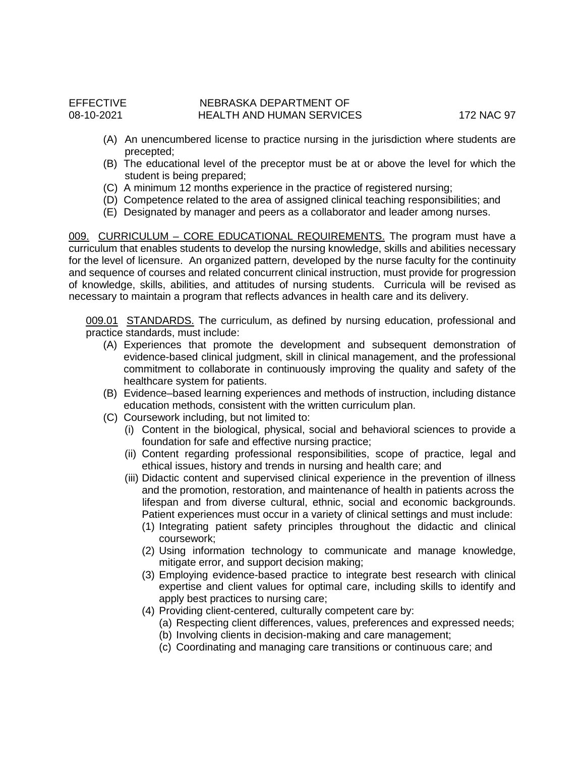(A) An unencumbered license to practice nursing in the jurisdiction where students are precepted;
(B) The educational level of the preceptor must be at or above the level for which the student is being prepared;
(C) A minimum 12 months experience in the practice of registered nursing;
(D) Competence related to the area of assigned clinical teaching responsibilities; and
(E) Designated by manager and peers as a collaborator and leader among nurses.

009. CURRICULUM – CORE EDUCATIONAL REQUIREMENTS. The program must have a curriculum that enables students to develop the nursing knowledge, skills and abilities necessary for the level of licensure. An organized pattern, developed by the nurse faculty for the continuity and sequence of courses and related concurrent clinical instruction, must provide for progression of knowledge, skills, abilities, and attitudes of nursing students. Curricula will be revised as necessary to maintain a program that reflects advances in health care and its delivery.

009.01 STANDARDS. The curriculum, as defined by nursing education, professional and practice standards, must include:

(A) Experiences that promote the development and subsequent demonstration of evidence-based clinical judgment, skill in clinical management, and the professional commitment to collaborate in continuously improving the quality and safety of the healthcare system for patients.
(B) Evidence–based learning experiences and methods of instruction, including distance education methods, consistent with the written curriculum plan.
(C) Coursework including, but not limited to:
  (i) Content in the biological, physical, social and behavioral sciences to provide a foundation for safe and effective nursing practice;
  (ii) Content regarding professional responsibilities, scope of practice, legal and ethical issues, history and trends in nursing and health care; and
  (iii) Didactic content and supervised clinical experience in the prevention of illness and the promotion, restoration, and maintenance of health in patients across the lifespan and from diverse cultural, ethnic, social and economic backgrounds. Patient experiences must occur in a variety of clinical settings and must include:
    (1) Integrating patient safety principles throughout the didactic and clinical coursework;
    (2) Using information technology to communicate and manage knowledge, mitigate error, and support decision making;
    (3) Employing evidence-based practice to integrate best research with clinical expertise and client values for optimal care, including skills to identify and apply best practices to nursing care;
    (4) Providing client-centered, culturally competent care by:
      (a) Respecting client differences, values, preferences and expressed needs;
      (b) Involving clients in decision-making and care management;
      (c) Coordinating and managing care transitions or continuous care; and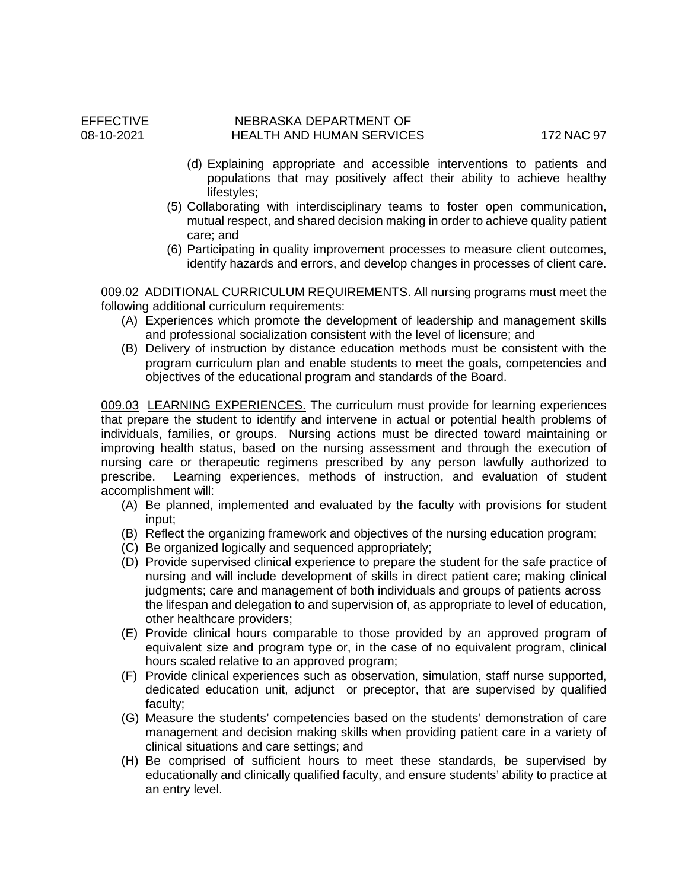- (d) Explaining appropriate and accessible interventions to patients and populations that may positively affect their ability to achieve healthy lifestyles;
 - (5) Collaborating with interdisciplinary teams to foster open communication, mutual respect, and shared decision making in order to achieve quality patient care; and
 - (6) Participating in quality improvement processes to measure client outcomes, identify hazards and errors, and develop changes in processes of client care.

009.02 ADDITIONAL CURRICULUM REQUIREMENTS. All nursing programs must meet the following additional curriculum requirements:

- (A) Experiences which promote the development of leadership and management skills and professional socialization consistent with the level of licensure; and
- (B) Delivery of instruction by distance education methods must be consistent with the program curriculum plan and enable students to meet the goals, competencies and objectives of the educational program and standards of the Board.

009.03 LEARNING EXPERIENCES. The curriculum must provide for learning experiences that prepare the student to identify and intervene in actual or potential health problems of individuals, families, or groups. Nursing actions must be directed toward maintaining or improving health status, based on the nursing assessment and through the execution of nursing care or therapeutic regimens prescribed by any person lawfully authorized to prescribe. Learning experiences, methods of instruction, and evaluation of student accomplishment will:

- (A) Be planned, implemented and evaluated by the faculty with provisions for student input;
- (B) Reflect the organizing framework and objectives of the nursing education program;
- (C) Be organized logically and sequenced appropriately;
- (D) Provide supervised clinical experience to prepare the student for the safe practice of nursing and will include development of skills in direct patient care; making clinical judgments; care and management of both individuals and groups of patients across the lifespan and delegation to and supervision of, as appropriate to level of education, other healthcare providers;
- (E) Provide clinical hours comparable to those provided by an approved program of equivalent size and program type or, in the case of no equivalent program, clinical hours scaled relative to an approved program;
- (F) Provide clinical experiences such as observation, simulation, staff nurse supported, dedicated education unit, adjunct or preceptor, that are supervised by qualified faculty;
- (G) Measure the students' competencies based on the students' demonstration of care management and decision making skills when providing patient care in a variety of clinical situations and care settings; and
- (H) Be comprised of sufficient hours to meet these standards, be supervised by educationally and clinically qualified faculty, and ensure students' ability to practice at an entry level.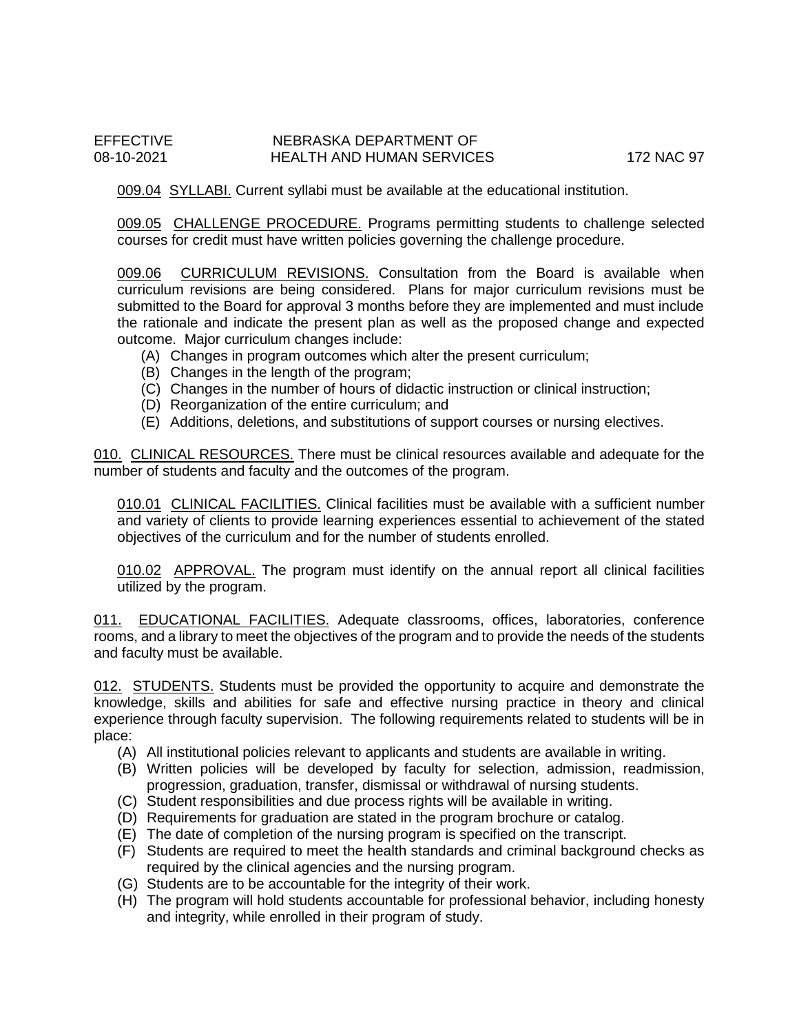009.04 SYLLABI. Current syllabi must be available at the educational institution.

009.05 CHALLENGE PROCEDURE. Programs permitting students to challenge selected courses for credit must have written policies governing the challenge procedure.

009.06 CURRICULUM REVISIONS. Consultation from the Board is available when curriculum revisions are being considered. Plans for major curriculum revisions must be submitted to the Board for approval 3 months before they are implemented and must include the rationale and indicate the present plan as well as the proposed change and expected outcome. Major curriculum changes include:

(A) Changes in program outcomes which alter the present curriculum;
(B) Changes in the length of the program;
(C) Changes in the number of hours of didactic instruction or clinical instruction;
(D) Reorganization of the entire curriculum; and
(E) Additions, deletions, and substitutions of support courses or nursing electives.

010. CLINICAL RESOURCES. There must be clinical resources available and adequate for the number of students and faculty and the outcomes of the program.

010.01 CLINICAL FACILITIES. Clinical facilities must be available with a sufficient number and variety of clients to provide learning experiences essential to achievement of the stated objectives of the curriculum and for the number of students enrolled.

010.02 APPROVAL. The program must identify on the annual report all clinical facilities utilized by the program.

011. EDUCATIONAL FACILITIES. Adequate classrooms, offices, laboratories, conference rooms, and a library to meet the objectives of the program and to provide the needs of the students and faculty must be available.

012. STUDENTS. Students must be provided the opportunity to acquire and demonstrate the knowledge, skills and abilities for safe and effective nursing practice in theory and clinical experience through faculty supervision. The following requirements related to students will be in place:

(A) All institutional policies relevant to applicants and students are available in writing.
(B) Written policies will be developed by faculty for selection, admission, readmission, progression, graduation, transfer, dismissal or withdrawal of nursing students.
(C) Student responsibilities and due process rights will be available in writing.
(D) Requirements for graduation are stated in the program brochure or catalog.
(E) The date of completion of the nursing program is specified on the transcript.
(F) Students are required to meet the health standards and criminal background checks as required by the clinical agencies and the nursing program.
(G) Students are to be accountable for the integrity of their work.
(H) The program will hold students accountable for professional behavior, including honesty and integrity, while enrolled in their program of study.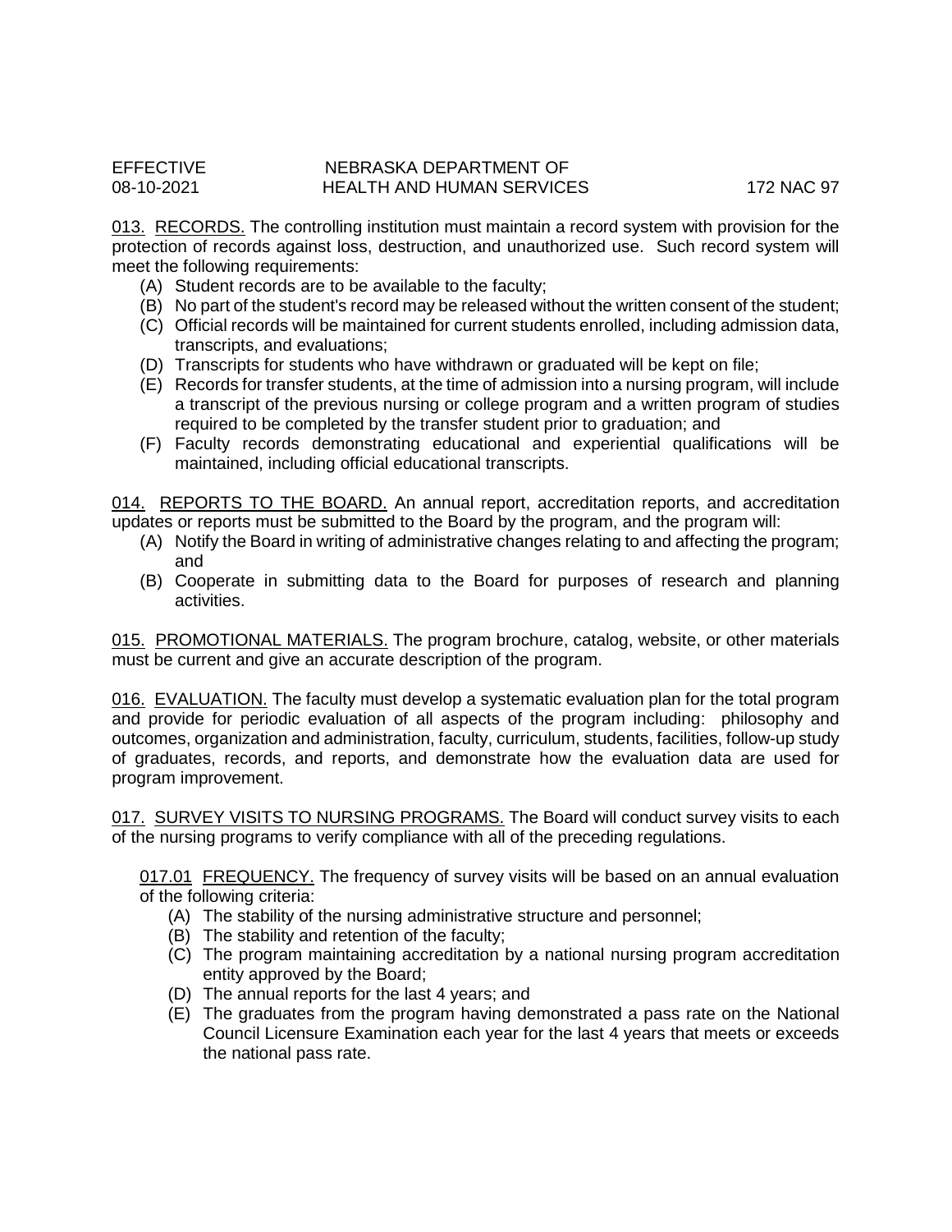013. RECORDS. The controlling institution must maintain a record system with provision for the protection of records against loss, destruction, and unauthorized use. Such record system will meet the following requirements:

- (A) Student records are to be available to the faculty;
- (B) No part of the student's record may be released without the written consent of the student;
- (C) Official records will be maintained for current students enrolled, including admission data, transcripts, and evaluations;
- (D) Transcripts for students who have withdrawn or graduated will be kept on file;
- (E) Records for transfer students, at the time of admission into a nursing program, will include a transcript of the previous nursing or college program and a written program of studies required to be completed by the transfer student prior to graduation; and
- (F) Faculty records demonstrating educational and experiential qualifications will be maintained, including official educational transcripts.

014. REPORTS TO THE BOARD. An annual report, accreditation reports, and accreditation updates or reports must be submitted to the Board by the program, and the program will:

- (A) Notify the Board in writing of administrative changes relating to and affecting the program; and
- (B) Cooperate in submitting data to the Board for purposes of research and planning activities.

015. PROMOTIONAL MATERIALS. The program brochure, catalog, website, or other materials must be current and give an accurate description of the program.

016. EVALUATION. The faculty must develop a systematic evaluation plan for the total program and provide for periodic evaluation of all aspects of the program including: philosophy and outcomes, organization and administration, faculty, curriculum, students, facilities, follow-up study of graduates, records, and reports, and demonstrate how the evaluation data are used for program improvement.

017. SURVEY VISITS TO NURSING PROGRAMS. The Board will conduct survey visits to each of the nursing programs to verify compliance with all of the preceding regulations.

017.01 FREQUENCY. The frequency of survey visits will be based on an annual evaluation of the following criteria:

- (A) The stability of the nursing administrative structure and personnel;
- (B) The stability and retention of the faculty;
- (C) The program maintaining accreditation by a national nursing program accreditation entity approved by the Board;
- (D) The annual reports for the last 4 years; and
- (E) The graduates from the program having demonstrated a pass rate on the National Council Licensure Examination each year for the last 4 years that meets or exceeds the national pass rate.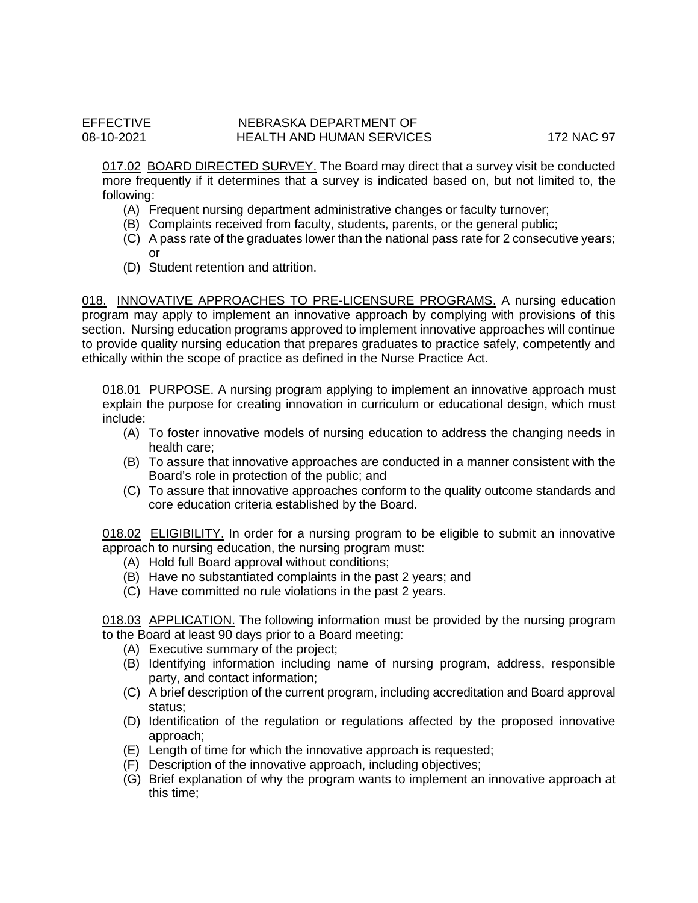017.02 BOARD DIRECTED SURVEY. The Board may direct that a survey visit be conducted more frequently if it determines that a survey is indicated based on, but not limited to, the following:

(A) Frequent nursing department administrative changes or faculty turnover;
(B) Complaints received from faculty, students, parents, or the general public;
(C) A pass rate of the graduates lower than the national pass rate for 2 consecutive years; or
(D) Student retention and attrition.

018. INNOVATIVE APPROACHES TO PRE-LICENSURE PROGRAMS. A nursing education program may apply to implement an innovative approach by complying with provisions of this section. Nursing education programs approved to implement innovative approaches will continue to provide quality nursing education that prepares graduates to practice safely, competently and ethically within the scope of practice as defined in the Nurse Practice Act.

018.01 PURPOSE. A nursing program applying to implement an innovative approach must explain the purpose for creating innovation in curriculum or educational design, which must include:

(A) To foster innovative models of nursing education to address the changing needs in health care;
(B) To assure that innovative approaches are conducted in a manner consistent with the Board's role in protection of the public; and
(C) To assure that innovative approaches conform to the quality outcome standards and core education criteria established by the Board.

018.02 ELIGIBILITY. In order for a nursing program to be eligible to submit an innovative approach to nursing education, the nursing program must:

(A) Hold full Board approval without conditions;
(B) Have no substantiated complaints in the past 2 years; and
(C) Have committed no rule violations in the past 2 years.

018.03 APPLICATION. The following information must be provided by the nursing program to the Board at least 90 days prior to a Board meeting:

(A) Executive summary of the project;
(B) Identifying information including name of nursing program, address, responsible party, and contact information;
(C) A brief description of the current program, including accreditation and Board approval status;
(D) Identification of the regulation or regulations affected by the proposed innovative approach;
(E) Length of time for which the innovative approach is requested;
(F) Description of the innovative approach, including objectives;
(G) Brief explanation of why the program wants to implement an innovative approach at this time;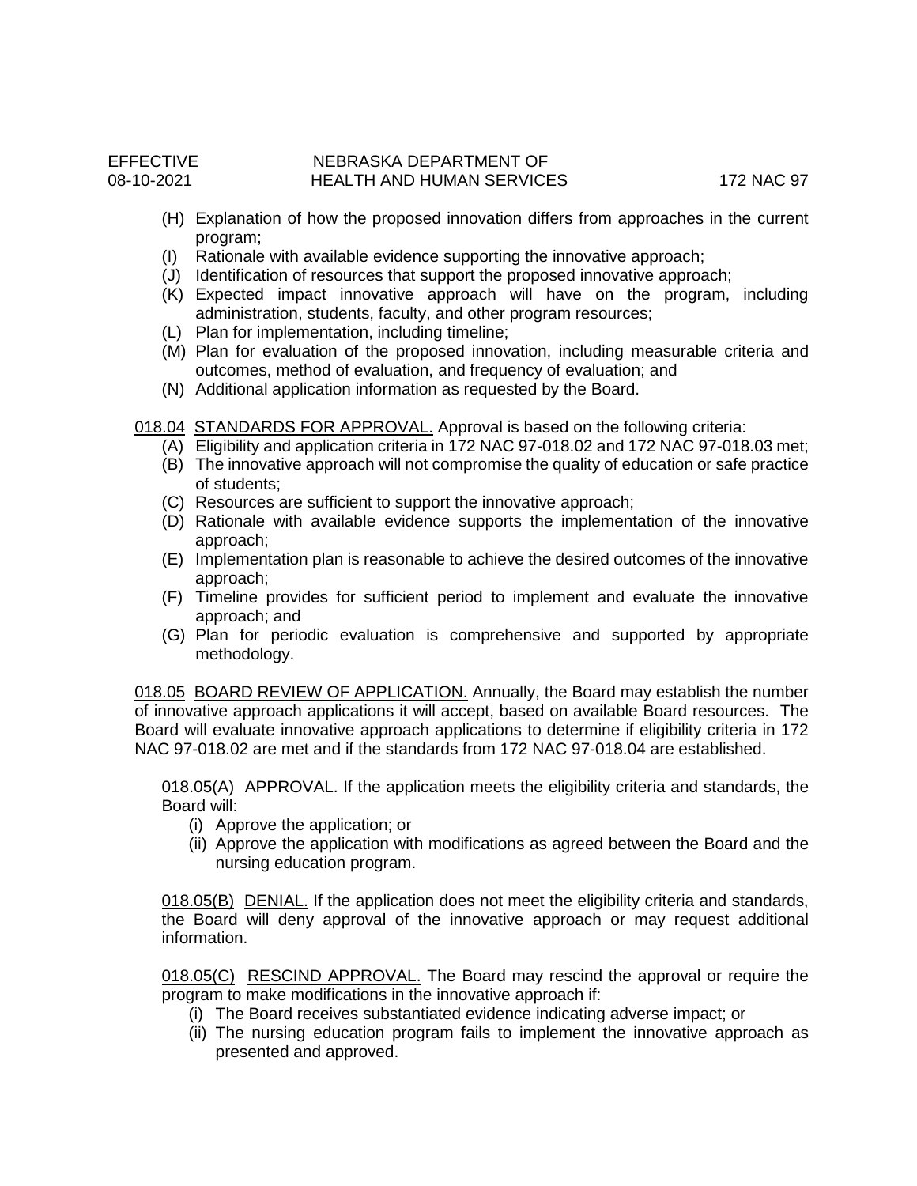- (H) Explanation of how the proposed innovation differs from approaches in the current program;
- (I) Rationale with available evidence supporting the innovative approach;
- (J) Identification of resources that support the proposed innovative approach;
- (K) Expected impact innovative approach will have on the program, including administration, students, faculty, and other program resources;
- (L) Plan for implementation, including timeline;
- (M) Plan for evaluation of the proposed innovation, including measurable criteria and outcomes, method of evaluation, and frequency of evaluation; and
- (N) Additional application information as requested by the Board.

018.04 STANDARDS FOR APPROVAL. Approval is based on the following criteria:

- (A) Eligibility and application criteria in 172 NAC 97-018.02 and 172 NAC 97-018.03 met;
- (B) The innovative approach will not compromise the quality of education or safe practice of students;
- (C) Resources are sufficient to support the innovative approach;
- (D) Rationale with available evidence supports the implementation of the innovative approach;
- (E) Implementation plan is reasonable to achieve the desired outcomes of the innovative approach;
- (F) Timeline provides for sufficient period to implement and evaluate the innovative approach; and
- (G) Plan for periodic evaluation is comprehensive and supported by appropriate methodology.

018.05 BOARD REVIEW OF APPLICATION. Annually, the Board may establish the number of innovative approach applications it will accept, based on available Board resources. The Board will evaluate innovative approach applications to determine if eligibility criteria in 172 NAC 97-018.02 are met and if the standards from 172 NAC 97-018.04 are established.

018.05(A) APPROVAL. If the application meets the eligibility criteria and standards, the Board will:

- (i) Approve the application; or
- (ii) Approve the application with modifications as agreed between the Board and the nursing education program.

018.05(B) DENIAL. If the application does not meet the eligibility criteria and standards, the Board will deny approval of the innovative approach or may request additional information.

018.05(C) RESCIND APPROVAL. The Board may rescind the approval or require the program to make modifications in the innovative approach if:

- (i) The Board receives substantiated evidence indicating adverse impact; or
- (ii) The nursing education program fails to implement the innovative approach as presented and approved.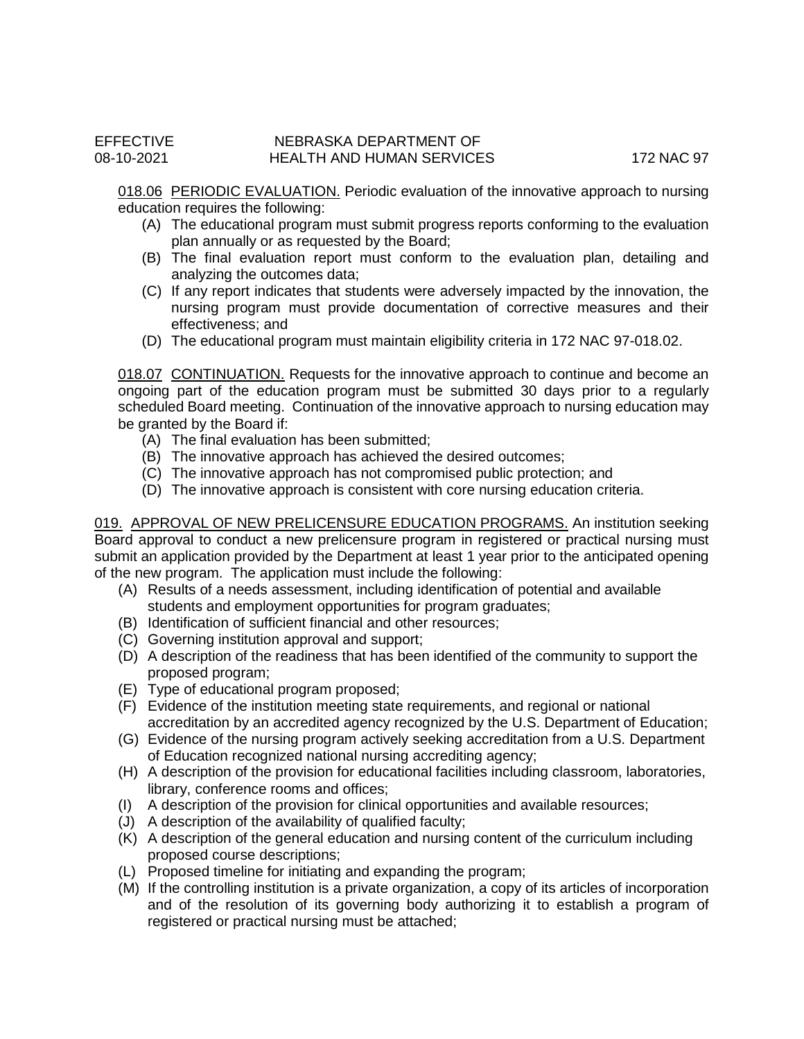018.06 PERIODIC EVALUATION. Periodic evaluation of the innovative approach to nursing education requires the following:

(A) The educational program must submit progress reports conforming to the evaluation plan annually or as requested by the Board;
(B) The final evaluation report must conform to the evaluation plan, detailing and analyzing the outcomes data;
(C) If any report indicates that students were adversely impacted by the innovation, the nursing program must provide documentation of corrective measures and their effectiveness; and
(D) The educational program must maintain eligibility criteria in 172 NAC 97-018.02.

018.07 CONTINUATION. Requests for the innovative approach to continue and become an ongoing part of the education program must be submitted 30 days prior to a regularly scheduled Board meeting. Continuation of the innovative approach to nursing education may be granted by the Board if:

(A) The final evaluation has been submitted;
(B) The innovative approach has achieved the desired outcomes;
(C) The innovative approach has not compromised public protection; and
(D) The innovative approach is consistent with core nursing education criteria.

019. APPROVAL OF NEW PRELICENSURE EDUCATION PROGRAMS. An institution seeking Board approval to conduct a new prelicensure program in registered or practical nursing must submit an application provided by the Department at least 1 year prior to the anticipated opening of the new program. The application must include the following:

(A) Results of a needs assessment, including identification of potential and available students and employment opportunities for program graduates;
(B) Identification of sufficient financial and other resources;
(C) Governing institution approval and support;
(D) A description of the readiness that has been identified of the community to support the proposed program;
(E) Type of educational program proposed;
(F) Evidence of the institution meeting state requirements, and regional or national accreditation by an accredited agency recognized by the U.S. Department of Education;
(G) Evidence of the nursing program actively seeking accreditation from a U.S. Department of Education recognized national nursing accrediting agency;
(H) A description of the provision for educational facilities including classroom, laboratories, library, conference rooms and offices;
(I) A description of the provision for clinical opportunities and available resources;
(J) A description of the availability of qualified faculty;
(K) A description of the general education and nursing content of the curriculum including proposed course descriptions;
(L) Proposed timeline for initiating and expanding the program;
(M) If the controlling institution is a private organization, a copy of its articles of incorporation and of the resolution of its governing body authorizing it to establish a program of registered or practical nursing must be attached;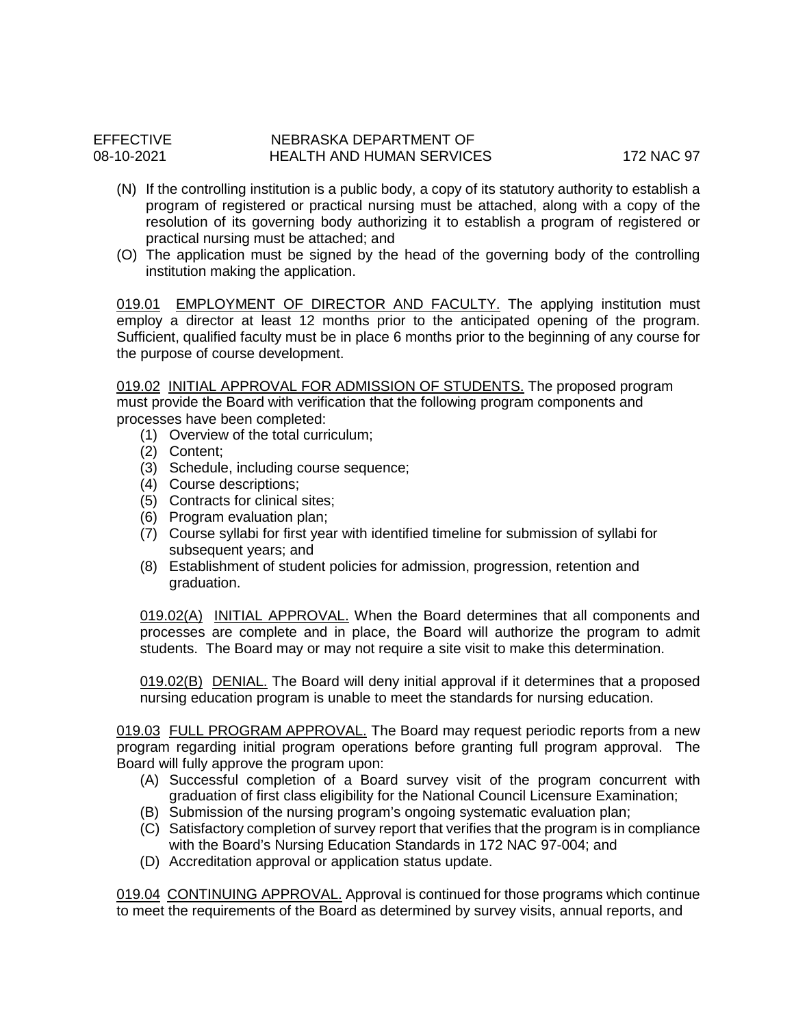(N) If the controlling institution is a public body, a copy of its statutory authority to establish a program of registered or practical nursing must be attached, along with a copy of the resolution of its governing body authorizing it to establish a program of registered or practical nursing must be attached; and

(O) The application must be signed by the head of the governing body of the controlling institution making the application.

019.01 EMPLOYMENT OF DIRECTOR AND FACULTY. The applying institution must employ a director at least 12 months prior to the anticipated opening of the program. Sufficient, qualified faculty must be in place 6 months prior to the beginning of any course for the purpose of course development.

019.02 INITIAL APPROVAL FOR ADMISSION OF STUDENTS. The proposed program must provide the Board with verification that the following program components and processes have been completed:

(1) Overview of the total curriculum;
(2) Content;
(3) Schedule, including course sequence;
(4) Course descriptions;
(5) Contracts for clinical sites;
(6) Program evaluation plan;
(7) Course syllabi for first year with identified timeline for submission of syllabi for subsequent years; and
(8) Establishment of student policies for admission, progression, retention and graduation.

019.02(A) INITIAL APPROVAL. When the Board determines that all components and processes are complete and in place, the Board will authorize the program to admit students. The Board may or may not require a site visit to make this determination.

019.02(B) DENIAL. The Board will deny initial approval if it determines that a proposed nursing education program is unable to meet the standards for nursing education.

019.03 FULL PROGRAM APPROVAL. The Board may request periodic reports from a new program regarding initial program operations before granting full program approval. The Board will fully approve the program upon:

(A) Successful completion of a Board survey visit of the program concurrent with graduation of first class eligibility for the National Council Licensure Examination;
(B) Submission of the nursing program's ongoing systematic evaluation plan;
(C) Satisfactory completion of survey report that verifies that the program is in compliance with the Board's Nursing Education Standards in 172 NAC 97-004; and
(D) Accreditation approval or application status update.

019.04 CONTINUING APPROVAL. Approval is continued for those programs which continue to meet the requirements of the Board as determined by survey visits, annual reports, and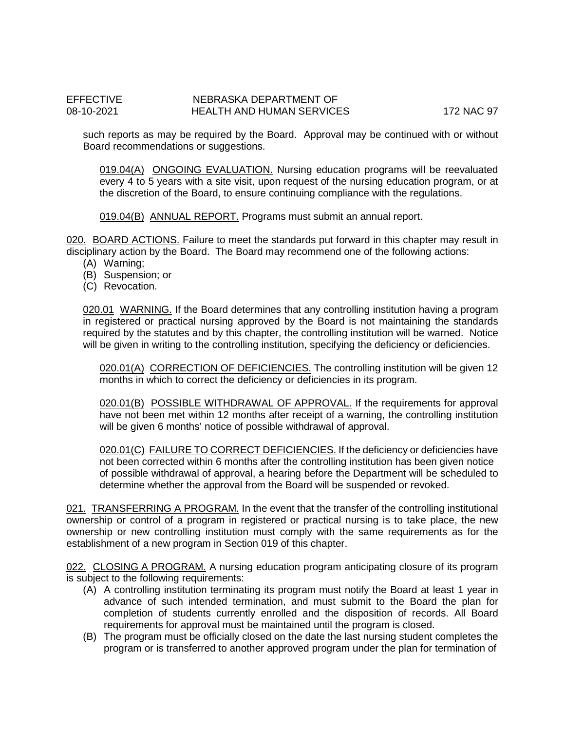such reports as may be required by the Board. Approval may be continued with or without Board recommendations or suggestions.

019.04(A) ONGOING EVALUATION. Nursing education programs will be reevaluated every 4 to 5 years with a site visit, upon request of the nursing education program, or at the discretion of the Board, to ensure continuing compliance with the regulations.

019.04(B) ANNUAL REPORT. Programs must submit an annual report.

020. BOARD ACTIONS. Failure to meet the standards put forward in this chapter may result in disciplinary action by the Board. The Board may recommend one of the following actions:

(A) Warning;
(B) Suspension; or
(C) Revocation.

020.01 WARNING. If the Board determines that any controlling institution having a program in registered or practical nursing approved by the Board is not maintaining the standards required by the statutes and by this chapter, the controlling institution will be warned. Notice will be given in writing to the controlling institution, specifying the deficiency or deficiencies.

020.01(A) CORRECTION OF DEFICIENCIES. The controlling institution will be given 12 months in which to correct the deficiency or deficiencies in its program.

020.01(B) POSSIBLE WITHDRAWAL OF APPROVAL. If the requirements for approval have not been met within 12 months after receipt of a warning, the controlling institution will be given 6 months' notice of possible withdrawal of approval.

020.01(C) FAILURE TO CORRECT DEFICIENCIES. If the deficiency or deficiencies have not been corrected within 6 months after the controlling institution has been given notice of possible withdrawal of approval, a hearing before the Department will be scheduled to determine whether the approval from the Board will be suspended or revoked.

021. TRANSFERRING A PROGRAM. In the event that the transfer of the controlling institutional ownership or control of a program in registered or practical nursing is to take place, the new ownership or new controlling institution must comply with the same requirements as for the establishment of a new program in Section 019 of this chapter.

022. CLOSING A PROGRAM. A nursing education program anticipating closure of its program is subject to the following requirements:

(A) A controlling institution terminating its program must notify the Board at least 1 year in advance of such intended termination, and must submit to the Board the plan for completion of students currently enrolled and the disposition of records. All Board requirements for approval must be maintained until the program is closed.
(B) The program must be officially closed on the date the last nursing student completes the program or is transferred to another approved program under the plan for termination of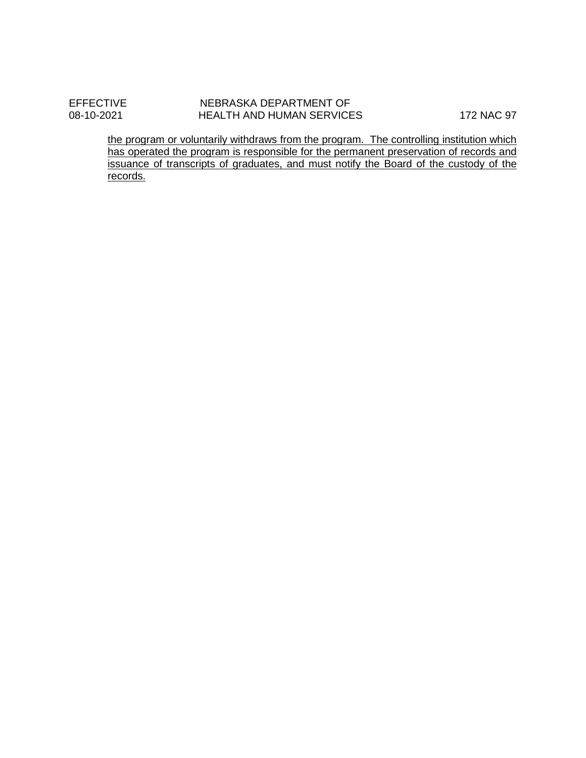the program or voluntarily withdraws from the program. The controlling institution which has operated the program is responsible for the permanent preservation of records and issuance of transcripts of graduates, and must notify the Board of the custody of the records.